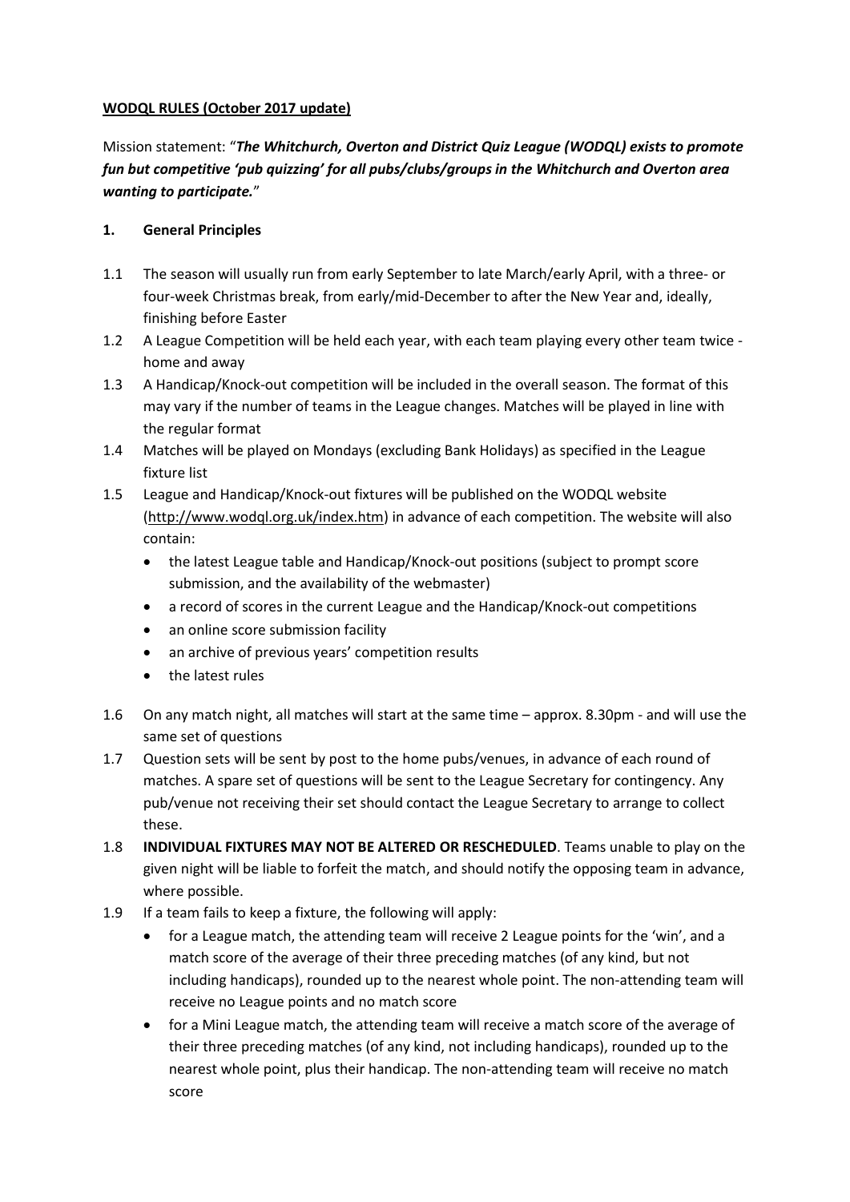**WODQL RULES (October 2017 update)**

Mission statement: "***The Whitchurch, Overton and District Quiz League (WODQL) exists to promote fun but competitive 'pub quizzing' for all pubs/clubs/groups in the Whitchurch and Overton area wanting to participate.***"

## 1. General Principles

1.1 The season will usually run from early September to late March/early April, with a three- or four-week Christmas break, from early/mid-December to after the New Year and, ideally, finishing before Easter

1.2 A League Competition will be held each year, with each team playing every other team twice - home and away

1.3 A Handicap/Knock-out competition will be included in the overall season. The format of this may vary if the number of teams in the League changes. Matches will be played in line with the regular format

1.4 Matches will be played on Mondays (excluding Bank Holidays) as specified in the League fixture list

1.5 League and Handicap/Knock-out fixtures will be published on the WODQL website (http://www.wodql.org.uk/index.htm) in advance of each competition. The website will also contain:

- the latest League table and Handicap/Knock-out positions (subject to prompt score submission, and the availability of the webmaster)
- a record of scores in the current League and the Handicap/Knock-out competitions
- an online score submission facility
- an archive of previous years' competition results
- the latest rules

1.6 On any match night, all matches will start at the same time – approx. 8.30pm - and will use the same set of questions

1.7 Question sets will be sent by post to the home pubs/venues, in advance of each round of matches. A spare set of questions will be sent to the League Secretary for contingency. Any pub/venue not receiving their set should contact the League Secretary to arrange to collect these.

1.8 **INDIVIDUAL FIXTURES MAY NOT BE ALTERED OR RESCHEDULED**. Teams unable to play on the given night will be liable to forfeit the match, and should notify the opposing team in advance, where possible.

1.9 If a team fails to keep a fixture, the following will apply:

- for a League match, the attending team will receive 2 League points for the 'win', and a match score of the average of their three preceding matches (of any kind, but not including handicaps), rounded up to the nearest whole point. The non-attending team will receive no League points and no match score
- for a Mini League match, the attending team will receive a match score of the average of their three preceding matches (of any kind, not including handicaps), rounded up to the nearest whole point, plus their handicap. The non-attending team will receive no match score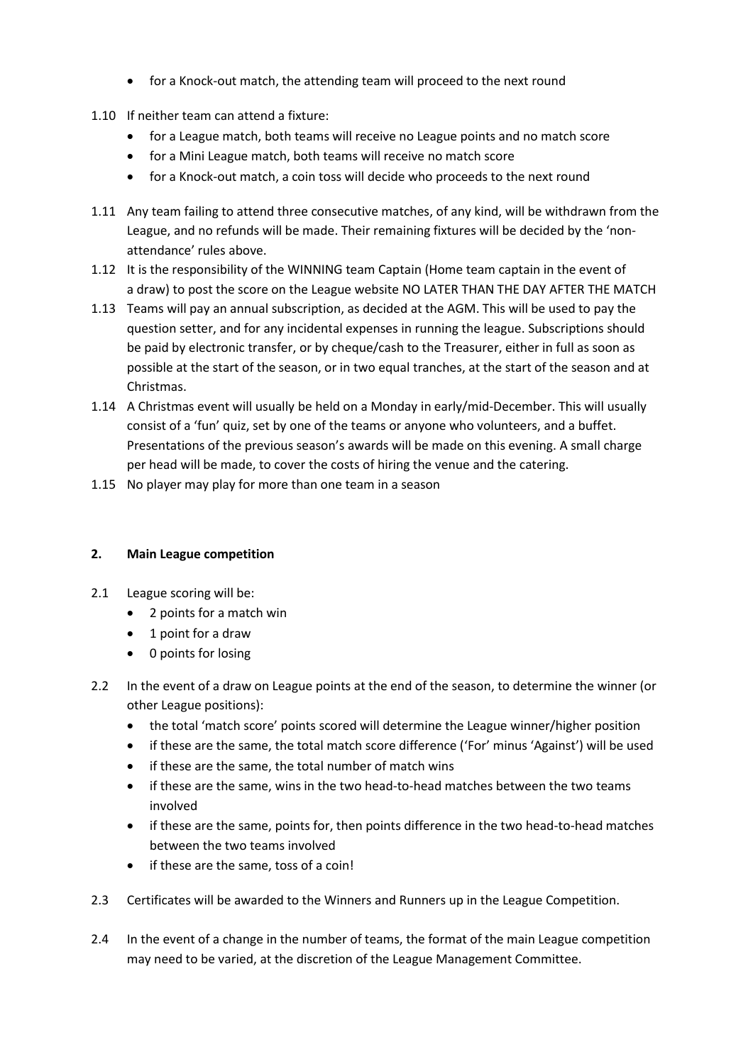- for a Knock-out match, the attending team will proceed to the next round

1.10 If neither team can attend a fixture:

- for a League match, both teams will receive no League points and no match score
- for a Mini League match, both teams will receive no match score
- for a Knock-out match, a coin toss will decide who proceeds to the next round

1.11 Any team failing to attend three consecutive matches, of any kind, will be withdrawn from the League, and no refunds will be made. Their remaining fixtures will be decided by the 'non-attendance' rules above.

1.12 It is the responsibility of the WINNING team Captain (Home team captain in the event of a draw) to post the score on the League website NO LATER THAN THE DAY AFTER THE MATCH

1.13 Teams will pay an annual subscription, as decided at the AGM. This will be used to pay the question setter, and for any incidental expenses in running the league. Subscriptions should be paid by electronic transfer, or by cheque/cash to the Treasurer, either in full as soon as possible at the start of the season, or in two equal tranches, at the start of the season and at Christmas.

1.14 A Christmas event will usually be held on a Monday in early/mid-December. This will usually consist of a 'fun' quiz, set by one of the teams or anyone who volunteers, and a buffet. Presentations of the previous season's awards will be made on this evening. A small charge per head will be made, to cover the costs of hiring the venue and the catering.

1.15 No player may play for more than one team in a season

## 2. Main League competition

2.1 League scoring will be:

- 2 points for a match win
- 1 point for a draw
- 0 points for losing

2.2 In the event of a draw on League points at the end of the season, to determine the winner (or other League positions):

- the total 'match score' points scored will determine the League winner/higher position
- if these are the same, the total match score difference ('For' minus 'Against') will be used
- if these are the same, the total number of match wins
- if these are the same, wins in the two head-to-head matches between the two teams involved
- if these are the same, points for, then points difference in the two head-to-head matches between the two teams involved
- if these are the same, toss of a coin!

2.3 Certificates will be awarded to the Winners and Runners up in the League Competition.

2.4 In the event of a change in the number of teams, the format of the main League competition may need to be varied, at the discretion of the League Management Committee.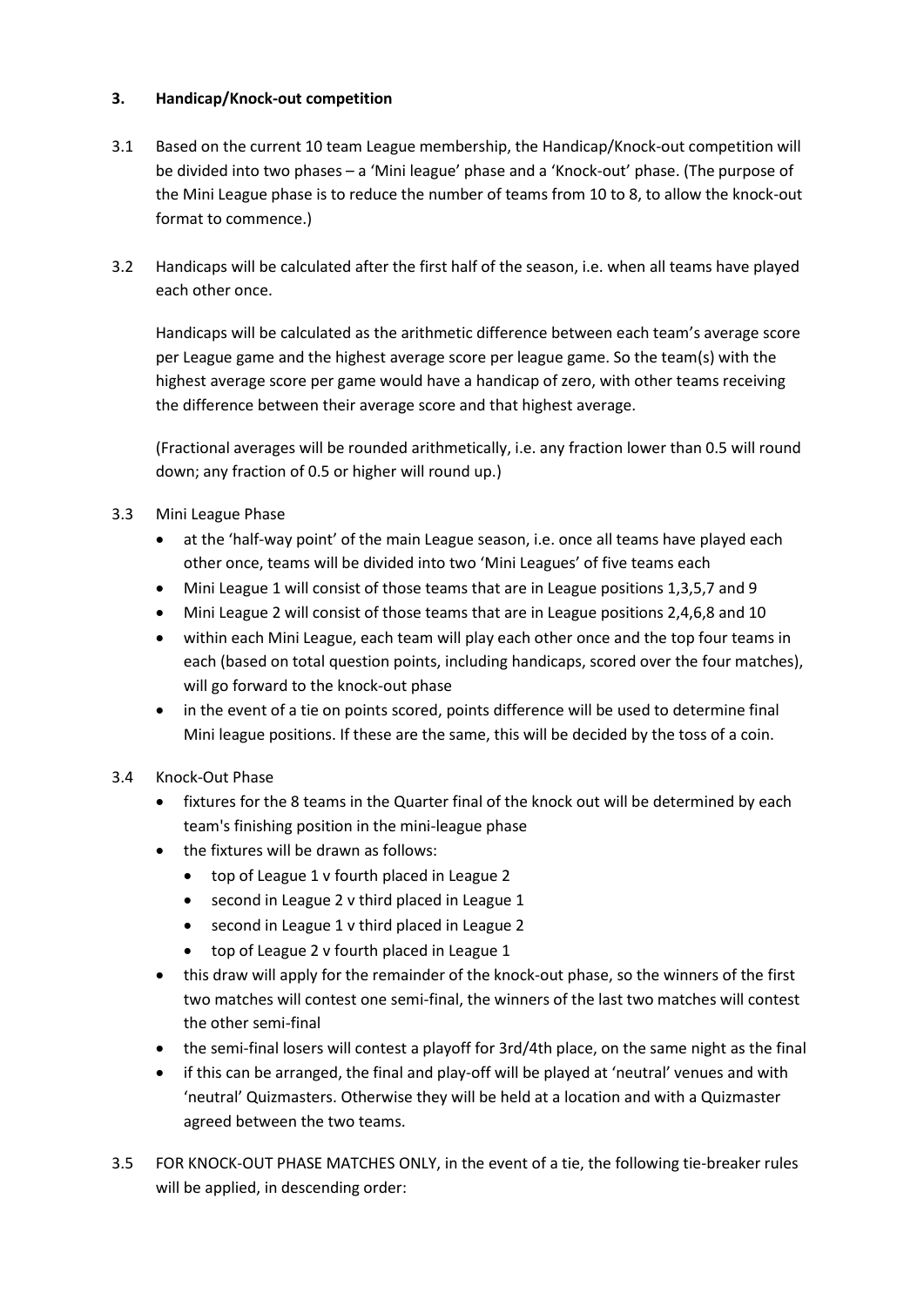### 3. Handicap/Knock-out competition

3.1 Based on the current 10 team League membership, the Handicap/Knock-out competition will be divided into two phases – a 'Mini league' phase and a 'Knock-out' phase. (The purpose of the Mini League phase is to reduce the number of teams from 10 to 8, to allow the knock-out format to commence.)

3.2 Handicaps will be calculated after the first half of the season, i.e. when all teams have played each other once.

Handicaps will be calculated as the arithmetic difference between each team's average score per League game and the highest average score per league game. So the team(s) with the highest average score per game would have a handicap of zero, with other teams receiving the difference between their average score and that highest average.

(Fractional averages will be rounded arithmetically, i.e. any fraction lower than 0.5 will round down; any fraction of 0.5 or higher will round up.)

3.3 Mini League Phase

- at the 'half-way point' of the main League season, i.e. once all teams have played each other once, teams will be divided into two 'Mini Leagues' of five teams each
- Mini League 1 will consist of those teams that are in League positions 1,3,5,7 and 9
- Mini League 2 will consist of those teams that are in League positions 2,4,6,8 and 10
- within each Mini League, each team will play each other once and the top four teams in each (based on total question points, including handicaps, scored over the four matches), will go forward to the knock-out phase
- in the event of a tie on points scored, points difference will be used to determine final Mini league positions. If these are the same, this will be decided by the toss of a coin.

3.4 Knock-Out Phase

- fixtures for the 8 teams in the Quarter final of the knock out will be determined by each team's finishing position in the mini-league phase
- the fixtures will be drawn as follows:
  - top of League 1 v fourth placed in League 2
  - second in League 2 v third placed in League 1
  - second in League 1 v third placed in League 2
  - top of League 2 v fourth placed in League 1
- this draw will apply for the remainder of the knock-out phase, so the winners of the first two matches will contest one semi-final, the winners of the last two matches will contest the other semi-final
- the semi-final losers will contest a playoff for 3rd/4th place, on the same night as the final
- if this can be arranged, the final and play-off will be played at 'neutral' venues and with 'neutral' Quizmasters. Otherwise they will be held at a location and with a Quizmaster agreed between the two teams.

3.5 FOR KNOCK-OUT PHASE MATCHES ONLY, in the event of a tie, the following tie-breaker rules will be applied, in descending order: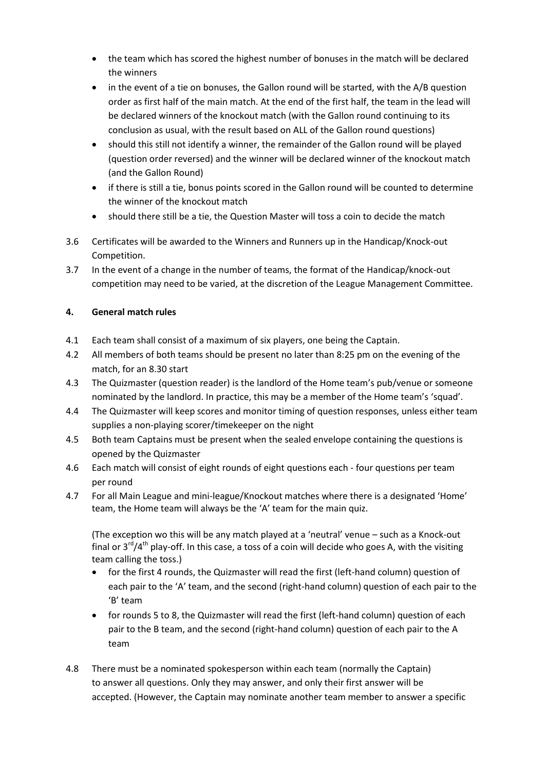- the team which has scored the highest number of bonuses in the match will be declared the winners
- in the event of a tie on bonuses, the Gallon round will be started, with the A/B question order as first half of the main match. At the end of the first half, the team in the lead will be declared winners of the knockout match (with the Gallon round continuing to its conclusion as usual, with the result based on ALL of the Gallon round questions)
- should this still not identify a winner, the remainder of the Gallon round will be played (question order reversed) and the winner will be declared winner of the knockout match (and the Gallon Round)
- if there is still a tie, bonus points scored in the Gallon round will be counted to determine the winner of the knockout match
- should there still be a tie, the Question Master will toss a coin to decide the match

3.6 Certificates will be awarded to the Winners and Runners up in the Handicap/Knock-out Competition.

3.7 In the event of a change in the number of teams, the format of the Handicap/knock-out competition may need to be varied, at the discretion of the League Management Committee.

## 4. General match rules

4.1 Each team shall consist of a maximum of six players, one being the Captain.

4.2 All members of both teams should be present no later than 8:25 pm on the evening of the match, for an 8.30 start

4.3 The Quizmaster (question reader) is the landlord of the Home team's pub/venue or someone nominated by the landlord. In practice, this may be a member of the Home team's 'squad'.

4.4 The Quizmaster will keep scores and monitor timing of question responses, unless either team supplies a non-playing scorer/timekeeper on the night

4.5 Both team Captains must be present when the sealed envelope containing the questions is opened by the Quizmaster

4.6 Each match will consist of eight rounds of eight questions each - four questions per team per round

4.7 For all Main League and mini-league/Knockout matches where there is a designated 'Home' team, the Home team will always be the 'A' team for the main quiz.

(The exception wo this will be any match played at a 'neutral' venue – such as a Knock-out final or 3rd/4th play-off. In this case, a toss of a coin will decide who goes A, with the visiting team calling the toss.)

- for the first 4 rounds, the Quizmaster will read the first (left-hand column) question of each pair to the 'A' team, and the second (right-hand column) question of each pair to the 'B' team
- for rounds 5 to 8, the Quizmaster will read the first (left-hand column) question of each pair to the B team, and the second (right-hand column) question of each pair to the A team

4.8 There must be a nominated spokesperson within each team (normally the Captain) to answer all questions. Only they may answer, and only their first answer will be accepted. (However, the Captain may nominate another team member to answer a specific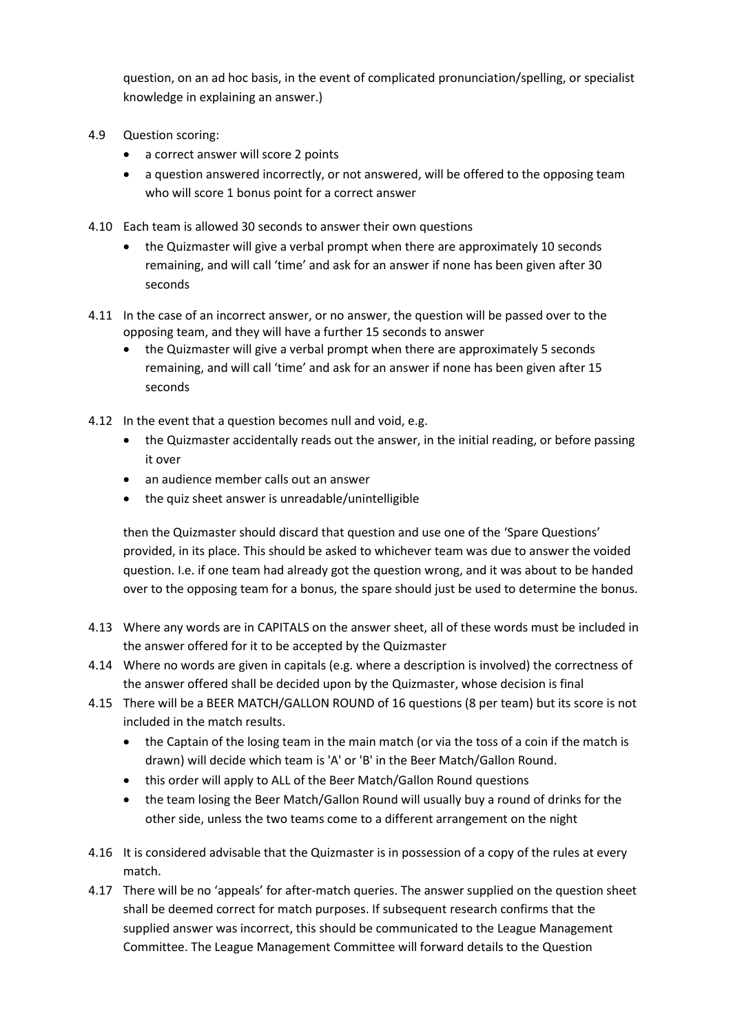question, on an ad hoc basis, in the event of complicated pronunciation/spelling, or specialist knowledge in explaining an answer.)

4.9 Question scoring:

- a correct answer will score 2 points
- a question answered incorrectly, or not answered, will be offered to the opposing team who will score 1 bonus point for a correct answer

4.10 Each team is allowed 30 seconds to answer their own questions

- the Quizmaster will give a verbal prompt when there are approximately 10 seconds remaining, and will call 'time' and ask for an answer if none has been given after 30 seconds

4.11 In the case of an incorrect answer, or no answer, the question will be passed over to the opposing team, and they will have a further 15 seconds to answer

- the Quizmaster will give a verbal prompt when there are approximately 5 seconds remaining, and will call 'time' and ask for an answer if none has been given after 15 seconds

4.12 In the event that a question becomes null and void, e.g.

- the Quizmaster accidentally reads out the answer, in the initial reading, or before passing it over
- an audience member calls out an answer
- the quiz sheet answer is unreadable/unintelligible

then the Quizmaster should discard that question and use one of the 'Spare Questions' provided, in its place. This should be asked to whichever team was due to answer the voided question. I.e. if one team had already got the question wrong, and it was about to be handed over to the opposing team for a bonus, the spare should just be used to determine the bonus.

4.13 Where any words are in CAPITALS on the answer sheet, all of these words must be included in the answer offered for it to be accepted by the Quizmaster

4.14 Where no words are given in capitals (e.g. where a description is involved) the correctness of the answer offered shall be decided upon by the Quizmaster, whose decision is final

4.15 There will be a BEER MATCH/GALLON ROUND of 16 questions (8 per team) but its score is not included in the match results.

- the Captain of the losing team in the main match (or via the toss of a coin if the match is drawn) will decide which team is 'A' or 'B' in the Beer Match/Gallon Round.
- this order will apply to ALL of the Beer Match/Gallon Round questions
- the team losing the Beer Match/Gallon Round will usually buy a round of drinks for the other side, unless the two teams come to a different arrangement on the night

4.16 It is considered advisable that the Quizmaster is in possession of a copy of the rules at every match.

4.17 There will be no 'appeals' for after-match queries. The answer supplied on the question sheet shall be deemed correct for match purposes. If subsequent research confirms that the supplied answer was incorrect, this should be communicated to the League Management Committee. The League Management Committee will forward details to the Question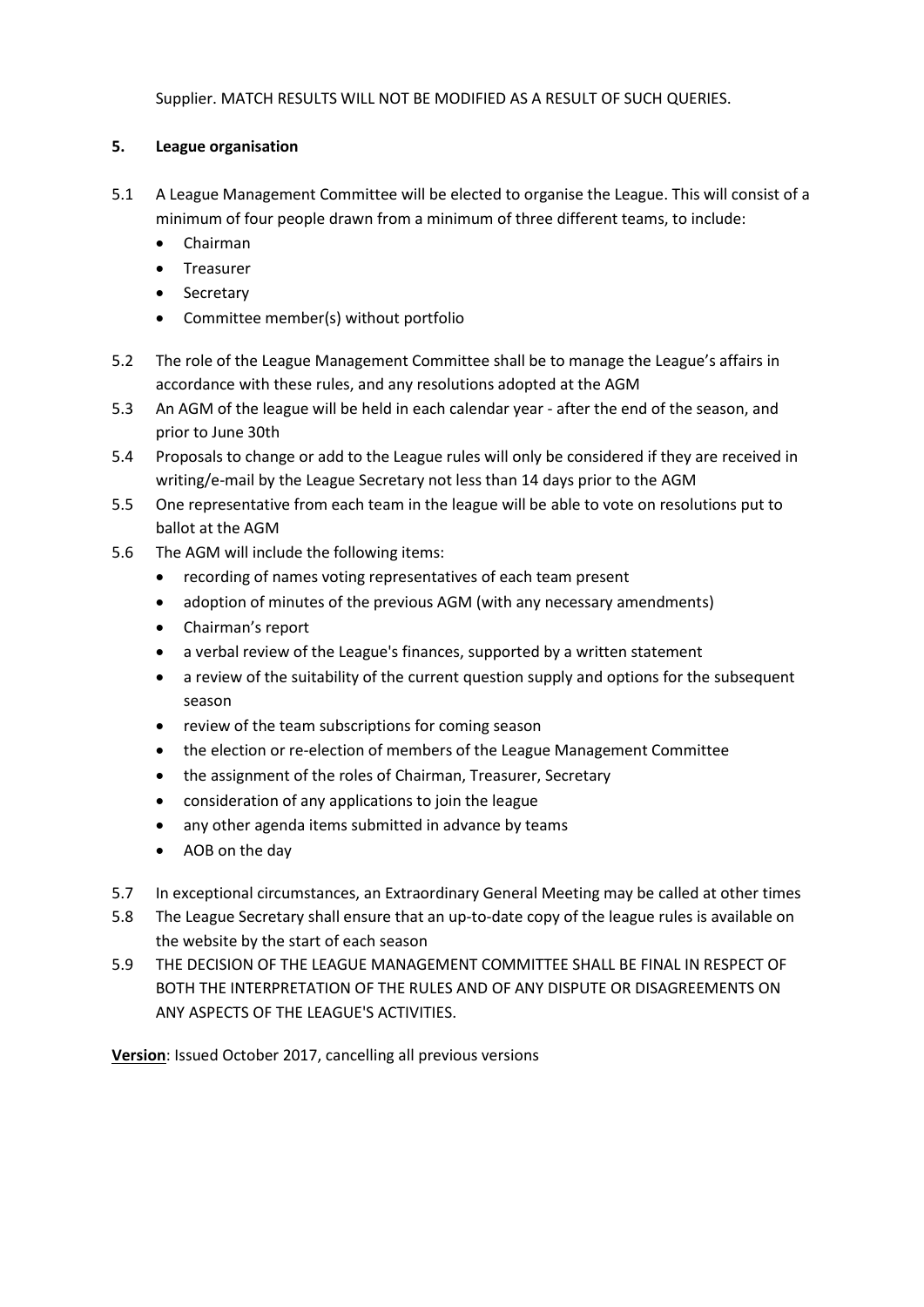Supplier. MATCH RESULTS WILL NOT BE MODIFIED AS A RESULT OF SUCH QUERIES.

## 5. League organisation

5.1 A League Management Committee will be elected to organise the League. This will consist of a minimum of four people drawn from a minimum of three different teams, to include:

- Chairman
- Treasurer
- Secretary
- Committee member(s) without portfolio

5.2 The role of the League Management Committee shall be to manage the League's affairs in accordance with these rules, and any resolutions adopted at the AGM

5.3 An AGM of the league will be held in each calendar year - after the end of the season, and prior to June 30th

5.4 Proposals to change or add to the League rules will only be considered if they are received in writing/e-mail by the League Secretary not less than 14 days prior to the AGM

5.5 One representative from each team in the league will be able to vote on resolutions put to ballot at the AGM

5.6 The AGM will include the following items:

- recording of names voting representatives of each team present
- adoption of minutes of the previous AGM (with any necessary amendments)
- Chairman's report
- a verbal review of the League's finances, supported by a written statement
- a review of the suitability of the current question supply and options for the subsequent season
- review of the team subscriptions for coming season
- the election or re-election of members of the League Management Committee
- the assignment of the roles of Chairman, Treasurer, Secretary
- consideration of any applications to join the league
- any other agenda items submitted in advance by teams
- AOB on the day

5.7 In exceptional circumstances, an Extraordinary General Meeting may be called at other times

5.8 The League Secretary shall ensure that an up-to-date copy of the league rules is available on the website by the start of each season

5.9 THE DECISION OF THE LEAGUE MANAGEMENT COMMITTEE SHALL BE FINAL IN RESPECT OF BOTH THE INTERPRETATION OF THE RULES AND OF ANY DISPUTE OR DISAGREEMENTS ON ANY ASPECTS OF THE LEAGUE'S ACTIVITIES.

**Version**: Issued October 2017, cancelling all previous versions